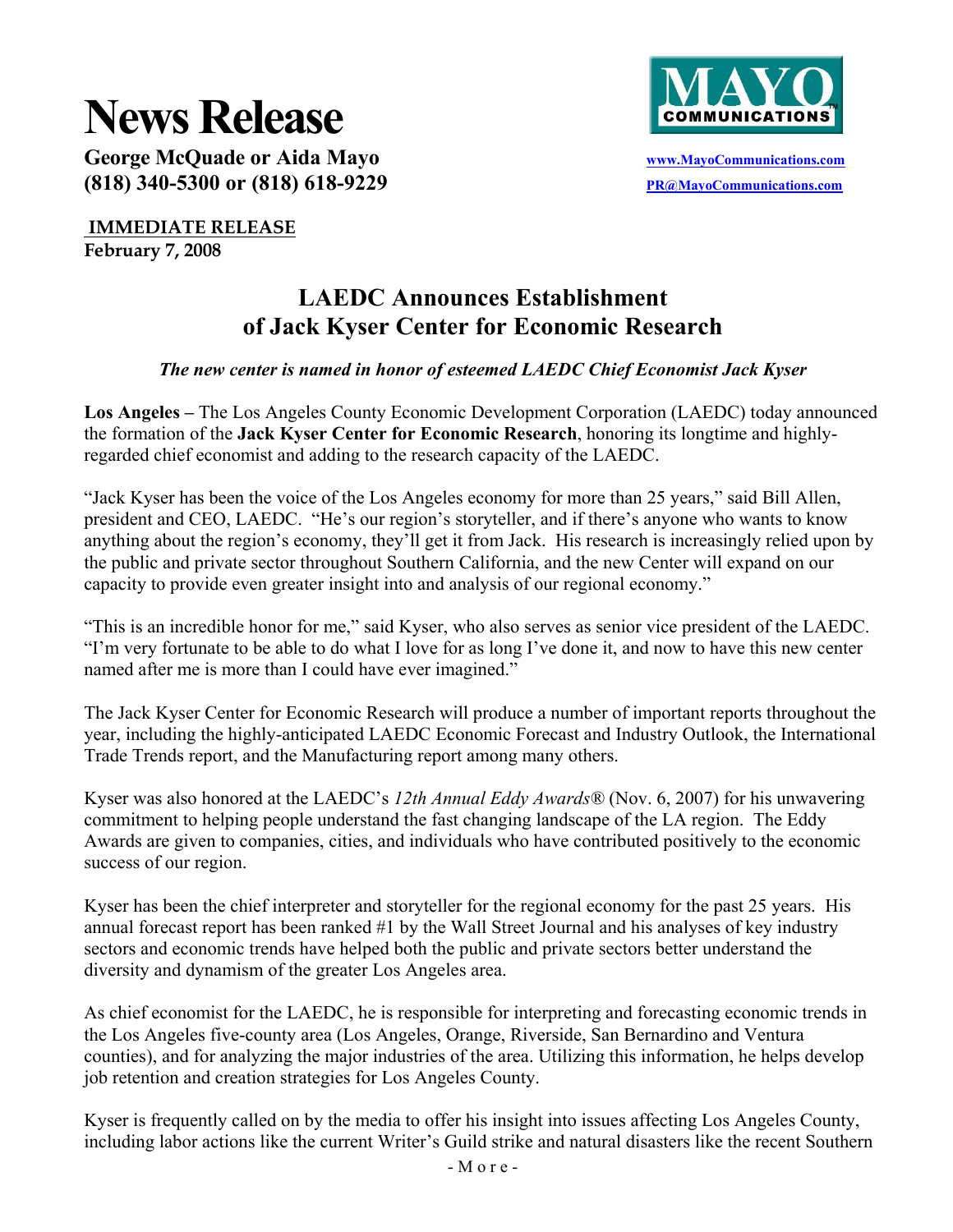# News Release

**George McQuade or Aida Mayo**
**(818) 340-5300 or (818) 618-9229**

MAYO COMMUNICATIONS

www.MayoCommunications.com
PR@MayoCommunications.com

**IMMEDIATE RELEASE**
**February 7, 2008**

## LAEDC Announces Establishment of Jack Kyser Center for Economic Research

***The new center is named in honor of esteemed LAEDC Chief Economist Jack Kyser***

**Los Angeles –** The Los Angeles County Economic Development Corporation (LAEDC) today announced the formation of the **Jack Kyser Center for Economic Research**, honoring its longtime and highly-regarded chief economist and adding to the research capacity of the LAEDC.

"Jack Kyser has been the voice of the Los Angeles economy for more than 25 years," said Bill Allen, president and CEO, LAEDC. "He's our region's storyteller, and if there's anyone who wants to know anything about the region's economy, they'll get it from Jack. His research is increasingly relied upon by the public and private sector throughout Southern California, and the new Center will expand on our capacity to provide even greater insight into and analysis of our regional economy."

"This is an incredible honor for me," said Kyser, who also serves as senior vice president of the LAEDC. "I'm very fortunate to be able to do what I love for as long I've done it, and now to have this new center named after me is more than I could have ever imagined."

The Jack Kyser Center for Economic Research will produce a number of important reports throughout the year, including the highly-anticipated LAEDC Economic Forecast and Industry Outlook, the International Trade Trends report, and the Manufacturing report among many others.

Kyser was also honored at the LAEDC's *12th Annual Eddy Awards®* (Nov. 6, 2007) for his unwavering commitment to helping people understand the fast changing landscape of the LA region. The Eddy Awards are given to companies, cities, and individuals who have contributed positively to the economic success of our region.

Kyser has been the chief interpreter and storyteller for the regional economy for the past 25 years. His annual forecast report has been ranked #1 by the Wall Street Journal and his analyses of key industry sectors and economic trends have helped both the public and private sectors better understand the diversity and dynamism of the greater Los Angeles area.

As chief economist for the LAEDC, he is responsible for interpreting and forecasting economic trends in the Los Angeles five-county area (Los Angeles, Orange, Riverside, San Bernardino and Ventura counties), and for analyzing the major industries of the area. Utilizing this information, he helps develop job retention and creation strategies for Los Angeles County.

Kyser is frequently called on by the media to offer his insight into issues affecting Los Angeles County, including labor actions like the current Writer's Guild strike and natural disasters like the recent Southern

- M o r e -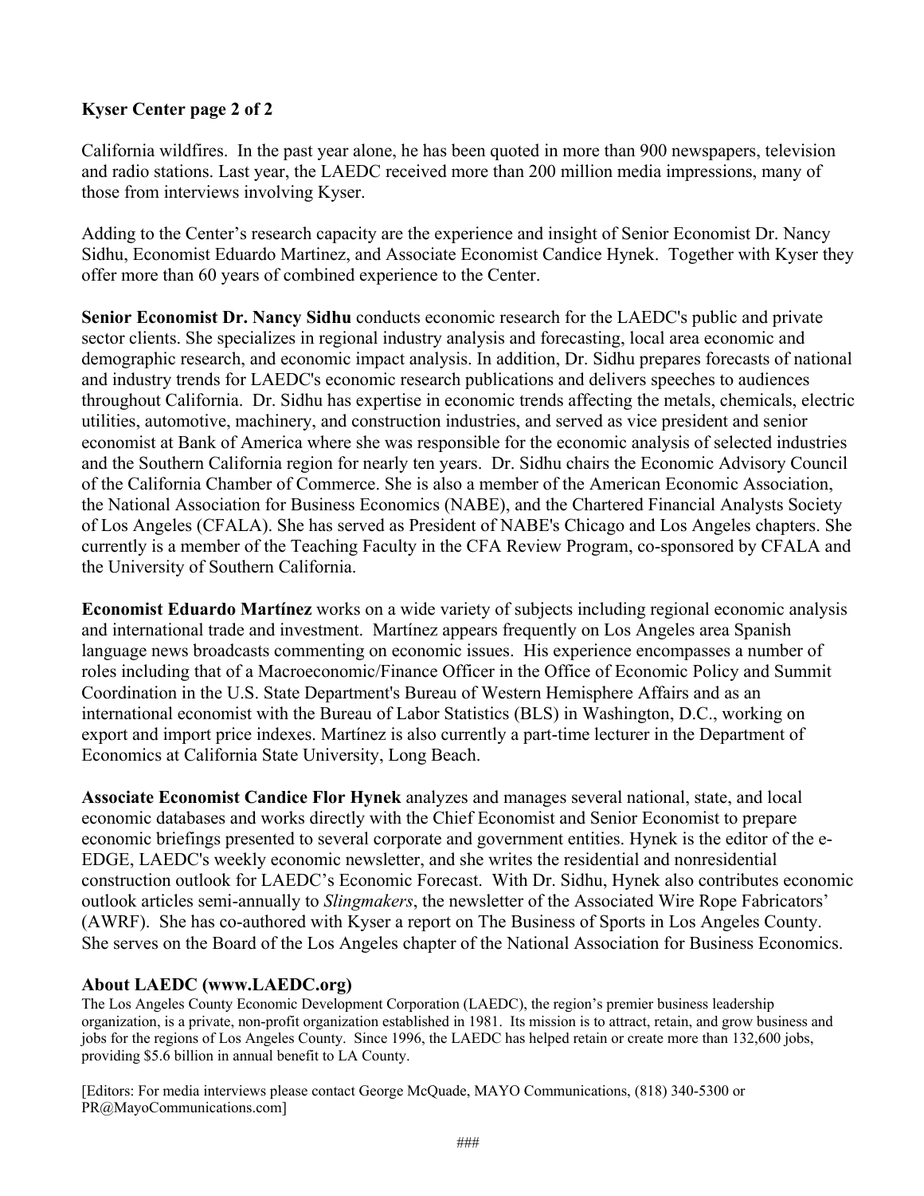California wildfires. In the past year alone, he has been quoted in more than 900 newspapers, television and radio stations. Last year, the LAEDC received more than 200 million media impressions, many of those from interviews involving Kyser.

Adding to the Center's research capacity are the experience and insight of Senior Economist Dr. Nancy Sidhu, Economist Eduardo Martinez, and Associate Economist Candice Hynek. Together with Kyser they offer more than 60 years of combined experience to the Center.

**Senior Economist Dr. Nancy Sidhu** conducts economic research for the LAEDC's public and private sector clients. She specializes in regional industry analysis and forecasting, local area economic and demographic research, and economic impact analysis. In addition, Dr. Sidhu prepares forecasts of national and industry trends for LAEDC's economic research publications and delivers speeches to audiences throughout California. Dr. Sidhu has expertise in economic trends affecting the metals, chemicals, electric utilities, automotive, machinery, and construction industries, and served as vice president and senior economist at Bank of America where she was responsible for the economic analysis of selected industries and the Southern California region for nearly ten years. Dr. Sidhu chairs the Economic Advisory Council of the California Chamber of Commerce. She is also a member of the American Economic Association, the National Association for Business Economics (NABE), and the Chartered Financial Analysts Society of Los Angeles (CFALA). She has served as President of NABE's Chicago and Los Angeles chapters. She currently is a member of the Teaching Faculty in the CFA Review Program, co-sponsored by CFALA and the University of Southern California.

**Economist Eduardo Martínez** works on a wide variety of subjects including regional economic analysis and international trade and investment. Martínez appears frequently on Los Angeles area Spanish language news broadcasts commenting on economic issues. His experience encompasses a number of roles including that of a Macroeconomic/Finance Officer in the Office of Economic Policy and Summit Coordination in the U.S. State Department's Bureau of Western Hemisphere Affairs and as an international economist with the Bureau of Labor Statistics (BLS) in Washington, D.C., working on export and import price indexes. Martínez is also currently a part-time lecturer in the Department of Economics at California State University, Long Beach.

**Associate Economist Candice Flor Hynek** analyzes and manages several national, state, and local economic databases and works directly with the Chief Economist and Senior Economist to prepare economic briefings presented to several corporate and government entities. Hynek is the editor of the e-EDGE, LAEDC's weekly economic newsletter, and she writes the residential and nonresidential construction outlook for LAEDC's Economic Forecast. With Dr. Sidhu, Hynek also contributes economic outlook articles semi-annually to *Slingmakers*, the newsletter of the Associated Wire Rope Fabricators' (AWRF). She has co-authored with Kyser a report on The Business of Sports in Los Angeles County. She serves on the Board of the Los Angeles chapter of the National Association for Business Economics.

**About LAEDC (www.LAEDC.org)**

The Los Angeles County Economic Development Corporation (LAEDC), the region's premier business leadership organization, is a private, non-profit organization established in 1981. Its mission is to attract, retain, and grow business and jobs for the regions of Los Angeles County. Since 1996, the LAEDC has helped retain or create more than 132,600 jobs, providing $5.6 billion in annual benefit to LA County.

[Editors: For media interviews please contact George McQuade, MAYO Communications, (818) 340-5300 or PR@MayoCommunications.com]

###